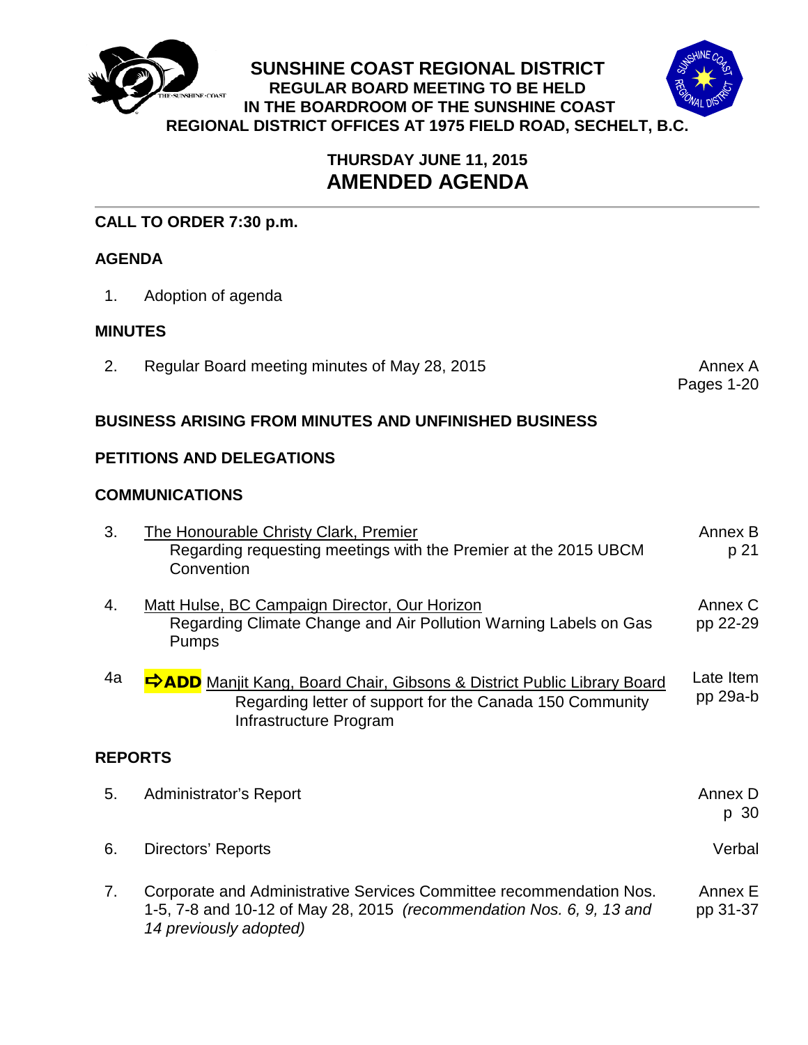# SUNSHINE COAST REGIONAL DISTRICT
## REGULAR BOARD MEETING TO BE HELD IN THE BOARDROOM OF THE SUNSHINE COAST REGIONAL DISTRICT OFFICES AT 1975 FIELD ROAD, SECHELT, B.C.

### THURSDAY JUNE 11, 2015
## AMENDED AGENDA

**CALL TO ORDER 7:30 p.m.**

**AGENDA**

1. Adoption of agenda

**MINUTES**

2. Regular Board meeting minutes of May 28, 2015 — Annex A, Pages 1-20

**BUSINESS ARISING FROM MINUTES AND UNFINISHED BUSINESS**

**PETITIONS AND DELEGATIONS**

**COMMUNICATIONS**

3. The Honourable Christy Clark, Premier — Annex B, p 21
   Regarding requesting meetings with the Premier at the 2015 UBCM Convention

4. Matt Hulse, BC Campaign Director, Our Horizon — Annex C, pp 22-29
   Regarding Climate Change and Air Pollution Warning Labels on Gas Pumps

4a. **⇨ADD** Manjit Kang, Board Chair, Gibsons & District Public Library Board — Late Item, pp 29a-b
   Regarding letter of support for the Canada 150 Community Infrastructure Program

**REPORTS**

5. Administrator's Report — Annex D, p 30

6. Directors' Reports — Verbal

7. Corporate and Administrative Services Committee recommendation Nos. 1-5, 7-8 and 10-12 of May 28, 2015 *(recommendation Nos. 6, 9, 13 and 14 previously adopted)* — Annex E, pp 31-37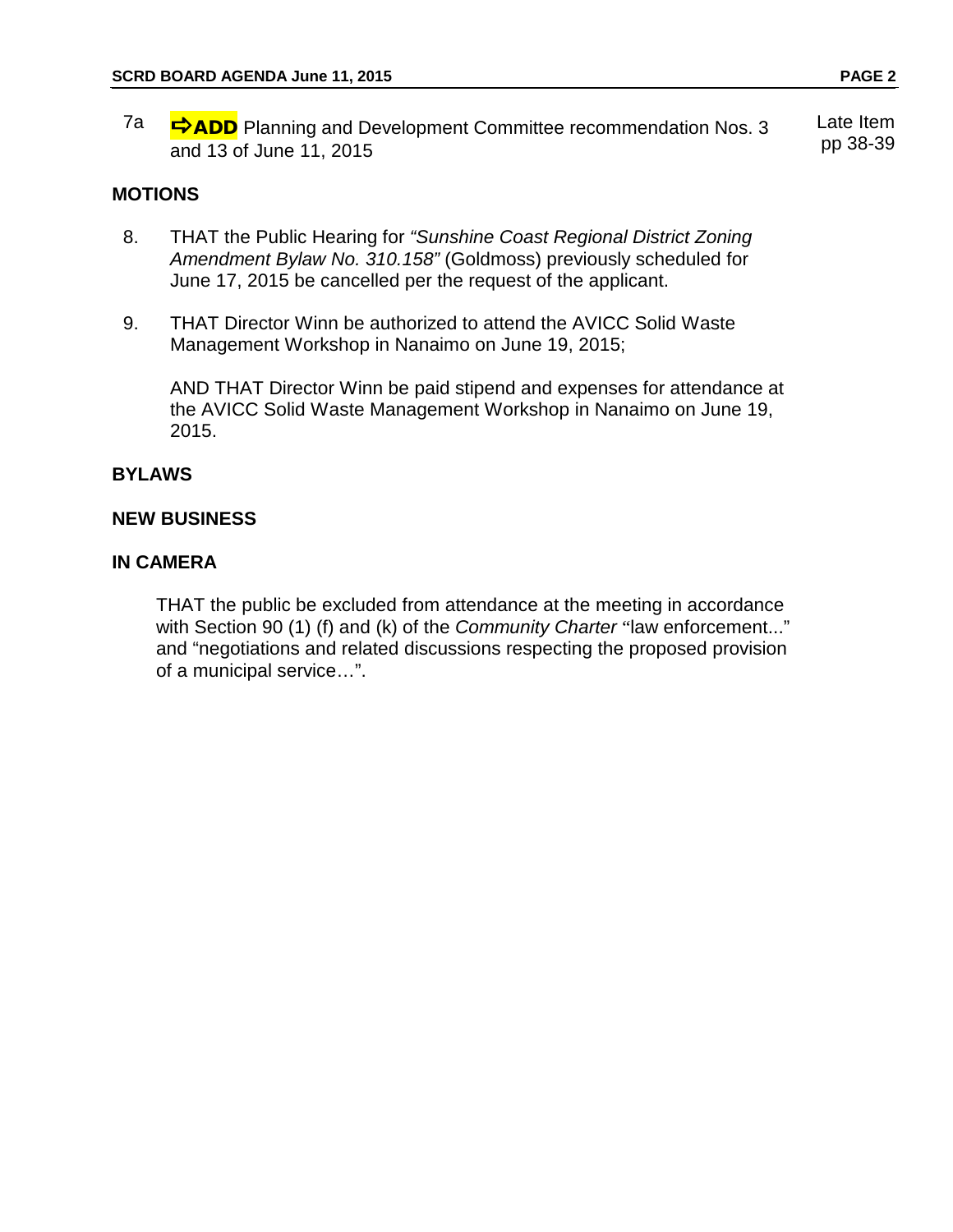7a ⇨**ADD** Planning and Development Committee recommendation Nos. 3 and 13 of June 11, 2015 — Late Item pp 38-39

**MOTIONS**

8. THAT the Public Hearing for *"Sunshine Coast Regional District Zoning Amendment Bylaw No. 310.158"* (Goldmoss) previously scheduled for June 17, 2015 be cancelled per the request of the applicant.

9. THAT Director Winn be authorized to attend the AVICC Solid Waste Management Workshop in Nanaimo on June 19, 2015;

   AND THAT Director Winn be paid stipend and expenses for attendance at the AVICC Solid Waste Management Workshop in Nanaimo on June 19, 2015.

**BYLAWS**

**NEW BUSINESS**

**IN CAMERA**

THAT the public be excluded from attendance at the meeting in accordance with Section 90 (1) (f) and (k) of the *Community Charter* "law enforcement..." and "negotiations and related discussions respecting the proposed provision of a municipal service…".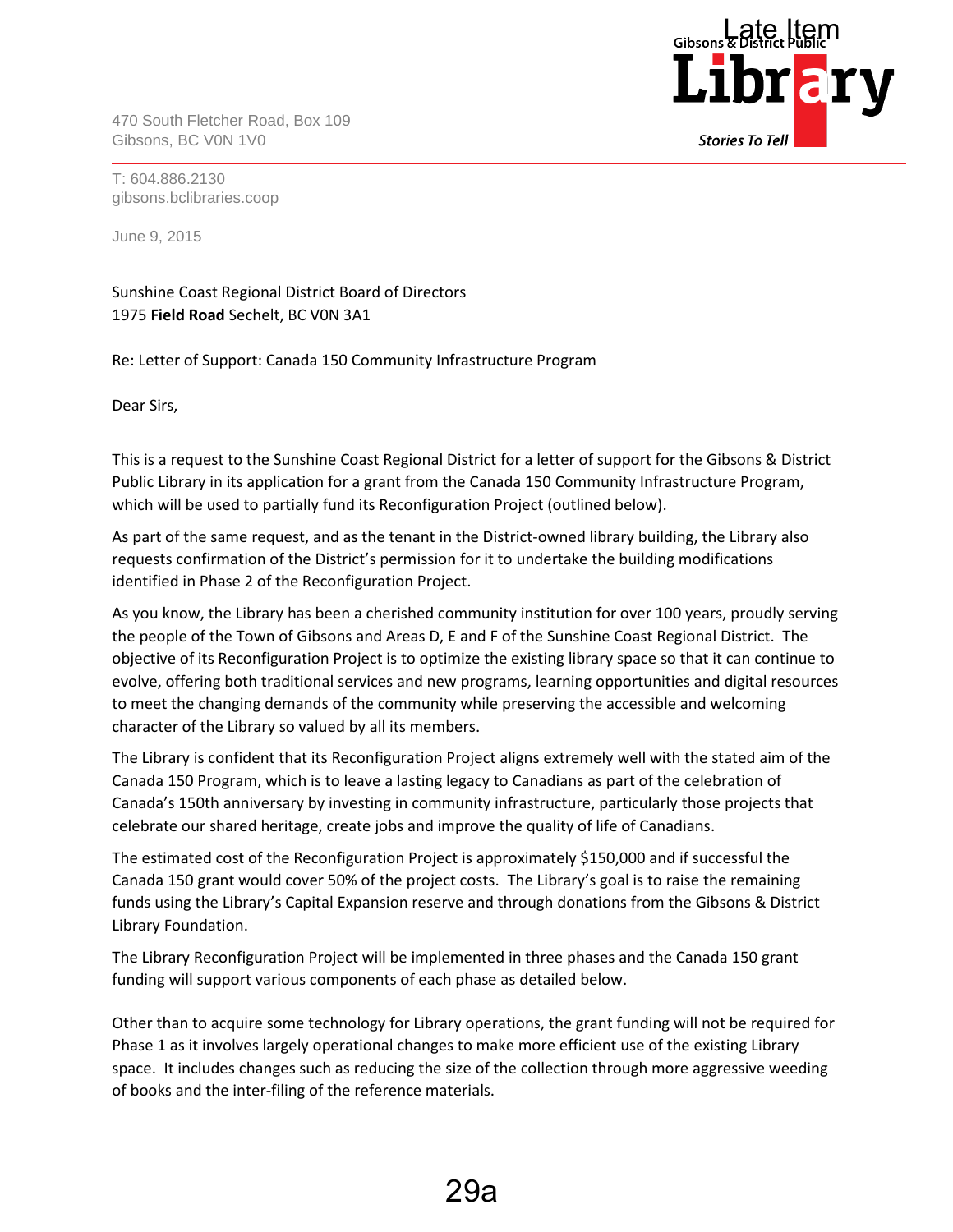Late Item

Gibsons & District Public **Library**

*Stories To Tell*

470 South Fletcher Road, Box 109
Gibsons, BC V0N 1V0

T: 604.886.2130
gibsons.bclibraries.coop

June 9, 2015

Sunshine Coast Regional District Board of Directors
1975 **Field Road** Sechelt, BC V0N 3A1

Re: Letter of Support: Canada 150 Community Infrastructure Program

Dear Sirs,

This is a request to the Sunshine Coast Regional District for a letter of support for the Gibsons & District Public Library in its application for a grant from the Canada 150 Community Infrastructure Program, which will be used to partially fund its Reconfiguration Project (outlined below).

As part of the same request, and as the tenant in the District-owned library building, the Library also requests confirmation of the District's permission for it to undertake the building modifications identified in Phase 2 of the Reconfiguration Project.

As you know, the Library has been a cherished community institution for over 100 years, proudly serving the people of the Town of Gibsons and Areas D, E and F of the Sunshine Coast Regional District. The objective of its Reconfiguration Project is to optimize the existing library space so that it can continue to evolve, offering both traditional services and new programs, learning opportunities and digital resources to meet the changing demands of the community while preserving the accessible and welcoming character of the Library so valued by all its members.

The Library is confident that its Reconfiguration Project aligns extremely well with the stated aim of the Canada 150 Program, which is to leave a lasting legacy to Canadians as part of the celebration of Canada's 150th anniversary by investing in community infrastructure, particularly those projects that celebrate our shared heritage, create jobs and improve the quality of life of Canadians.

The estimated cost of the Reconfiguration Project is approximately $150,000 and if successful the Canada 150 grant would cover 50% of the project costs. The Library's goal is to raise the remaining funds using the Library's Capital Expansion reserve and through donations from the Gibsons & District Library Foundation.

The Library Reconfiguration Project will be implemented in three phases and the Canada 150 grant funding will support various components of each phase as detailed below.

Other than to acquire some technology for Library operations, the grant funding will not be required for Phase 1 as it involves largely operational changes to make more efficient use of the existing Library space. It includes changes such as reducing the size of the collection through more aggressive weeding of books and the inter-filing of the reference materials.

29a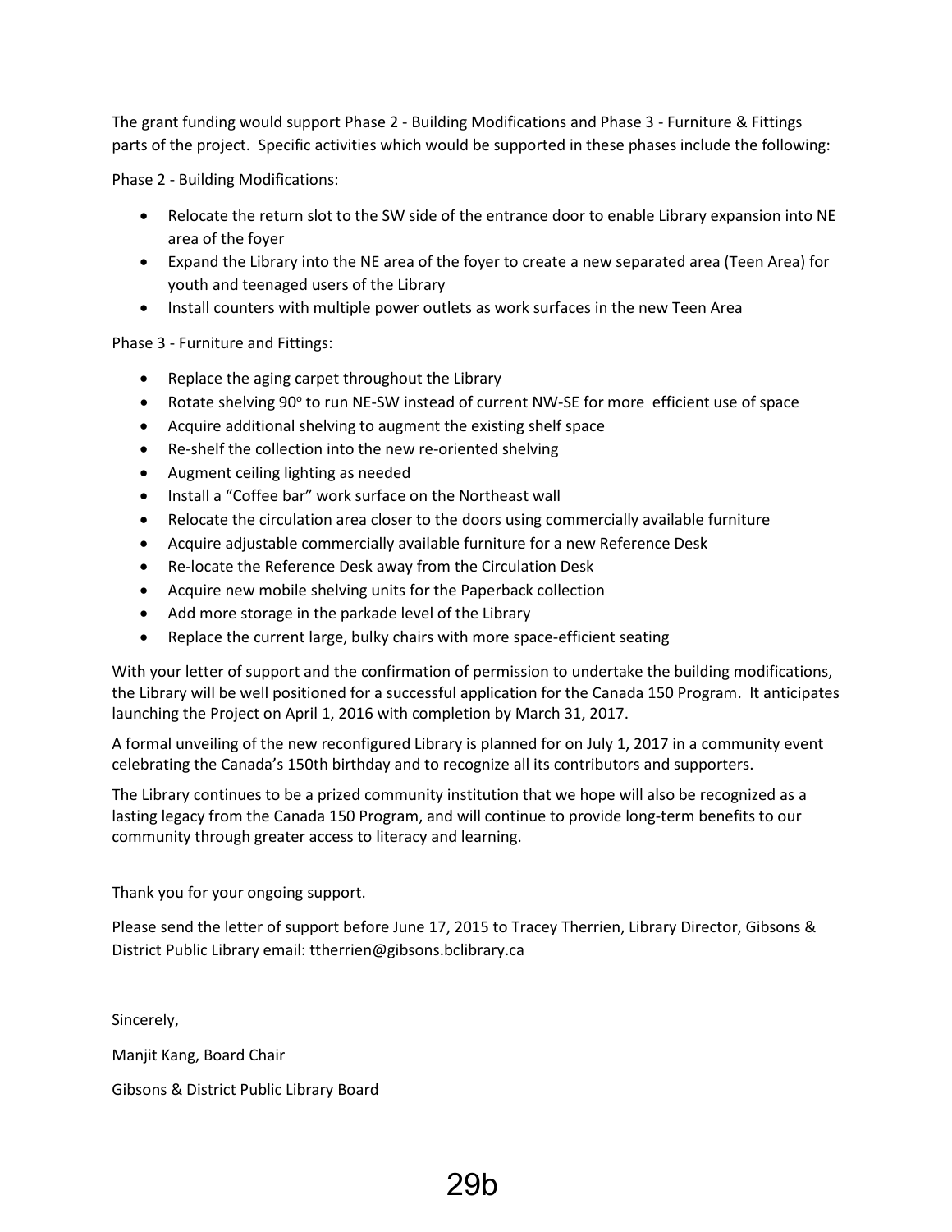The grant funding would support Phase 2 - Building Modifications and Phase 3 - Furniture & Fittings parts of the project. Specific activities which would be supported in these phases include the following:

Phase 2 - Building Modifications:

- Relocate the return slot to the SW side of the entrance door to enable Library expansion into NE area of the foyer
- Expand the Library into the NE area of the foyer to create a new separated area (Teen Area) for youth and teenaged users of the Library
- Install counters with multiple power outlets as work surfaces in the new Teen Area

Phase 3 - Furniture and Fittings:

- Replace the aging carpet throughout the Library
- Rotate shelving 90$^o$ to run NE-SW instead of current NW-SE for more efficient use of space
- Acquire additional shelving to augment the existing shelf space
- Re-shelf the collection into the new re-oriented shelving
- Augment ceiling lighting as needed
- Install a "Coffee bar" work surface on the Northeast wall
- Relocate the circulation area closer to the doors using commercially available furniture
- Acquire adjustable commercially available furniture for a new Reference Desk
- Re-locate the Reference Desk away from the Circulation Desk
- Acquire new mobile shelving units for the Paperback collection
- Add more storage in the parkade level of the Library
- Replace the current large, bulky chairs with more space-efficient seating

With your letter of support and the confirmation of permission to undertake the building modifications, the Library will be well positioned for a successful application for the Canada 150 Program. It anticipates launching the Project on April 1, 2016 with completion by March 31, 2017.

A formal unveiling of the new reconfigured Library is planned for on July 1, 2017 in a community event celebrating the Canada's 150th birthday and to recognize all its contributors and supporters.

The Library continues to be a prized community institution that we hope will also be recognized as a lasting legacy from the Canada 150 Program, and will continue to provide long-term benefits to our community through greater access to literacy and learning.

Thank you for your ongoing support.

Please send the letter of support before June 17, 2015 to Tracey Therrien, Library Director, Gibsons & District Public Library email: ttherrien@gibsons.bclibrary.ca

Sincerely,

Manjit Kang, Board Chair

Gibsons & District Public Library Board

29b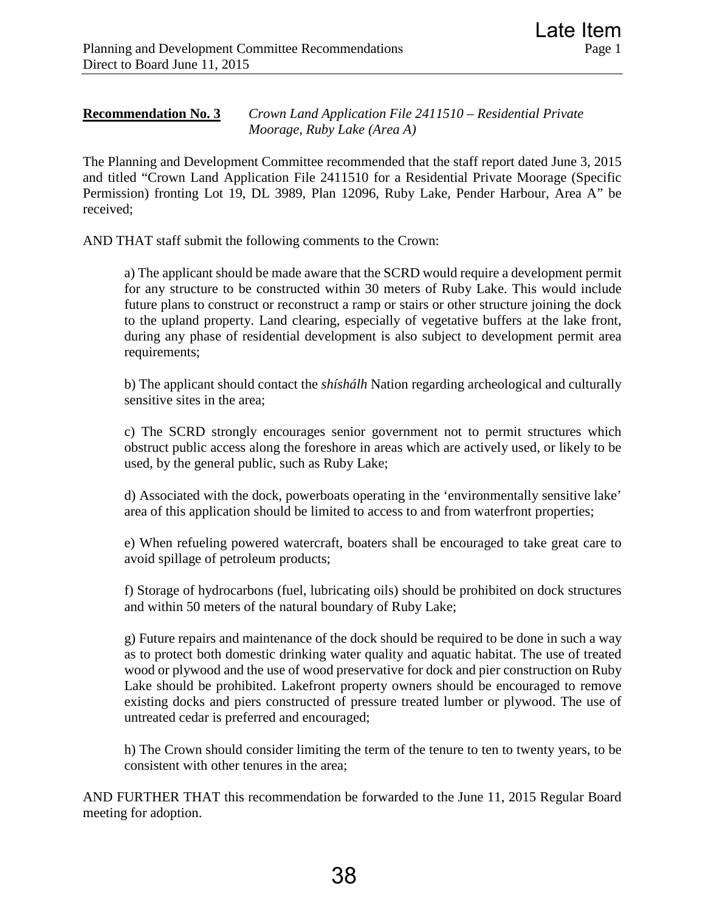**Recommendation No. 3** *Crown Land Application File 2411510 – Residential Private Moorage, Ruby Lake (Area A)*

The Planning and Development Committee recommended that the staff report dated June 3, 2015 and titled "Crown Land Application File 2411510 for a Residential Private Moorage (Specific Permission) fronting Lot 19, DL 3989, Plan 12096, Ruby Lake, Pender Harbour, Area A" be received;

AND THAT staff submit the following comments to the Crown:

> a) The applicant should be made aware that the SCRD would require a development permit for any structure to be constructed within 30 meters of Ruby Lake. This would include future plans to construct or reconstruct a ramp or stairs or other structure joining the dock to the upland property. Land clearing, especially of vegetative buffers at the lake front, during any phase of residential development is also subject to development permit area requirements;
>
> b) The applicant should contact the *shíshálh* Nation regarding archeological and culturally sensitive sites in the area;
>
> c) The SCRD strongly encourages senior government not to permit structures which obstruct public access along the foreshore in areas which are actively used, or likely to be used, by the general public, such as Ruby Lake;
>
> d) Associated with the dock, powerboats operating in the 'environmentally sensitive lake' area of this application should be limited to access to and from waterfront properties;
>
> e) When refueling powered watercraft, boaters shall be encouraged to take great care to avoid spillage of petroleum products;
>
> f) Storage of hydrocarbons (fuel, lubricating oils) should be prohibited on dock structures and within 50 meters of the natural boundary of Ruby Lake;
>
> g) Future repairs and maintenance of the dock should be required to be done in such a way as to protect both domestic drinking water quality and aquatic habitat. The use of treated wood or plywood and the use of wood preservative for dock and pier construction on Ruby Lake should be prohibited. Lakefront property owners should be encouraged to remove existing docks and piers constructed of pressure treated lumber or plywood. The use of untreated cedar is preferred and encouraged;
>
> h) The Crown should consider limiting the term of the tenure to ten to twenty years, to be consistent with other tenures in the area;

AND FURTHER THAT this recommendation be forwarded to the June 11, 2015 Regular Board meeting for adoption.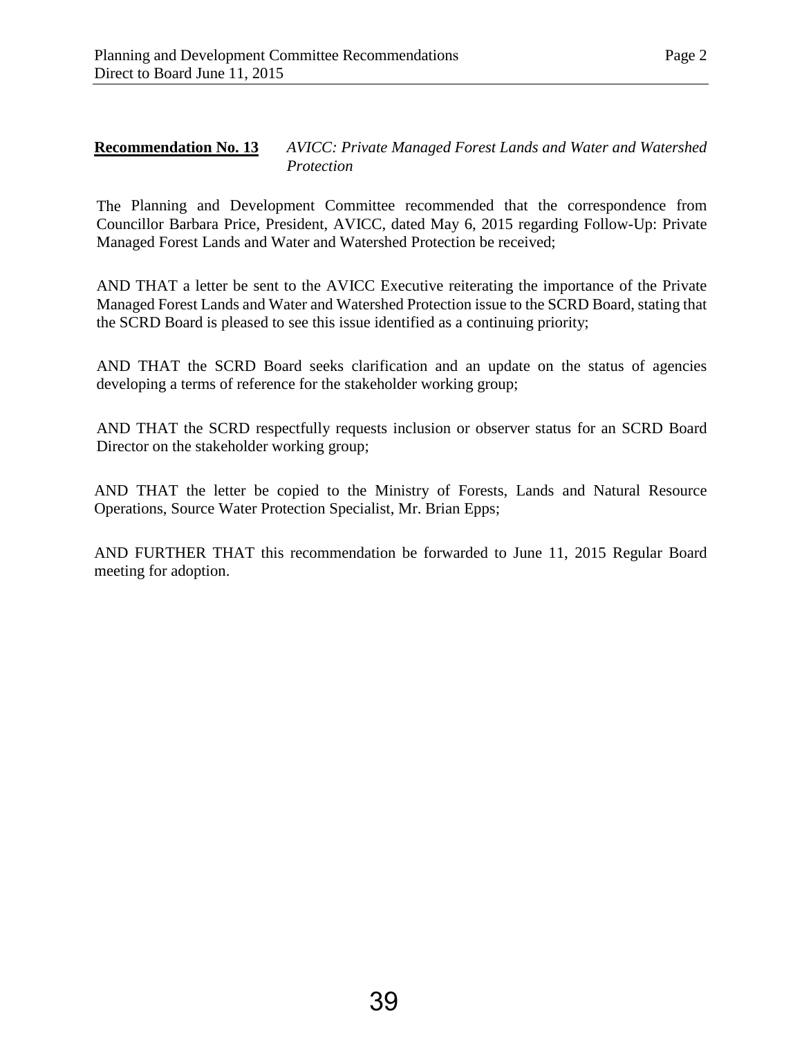**Recommendation No. 13** *AVICC: Private Managed Forest Lands and Water and Watershed Protection*

The Planning and Development Committee recommended that the correspondence from Councillor Barbara Price, President, AVICC, dated May 6, 2015 regarding Follow-Up: Private Managed Forest Lands and Water and Watershed Protection be received;

AND THAT a letter be sent to the AVICC Executive reiterating the importance of the Private Managed Forest Lands and Water and Watershed Protection issue to the SCRD Board, stating that the SCRD Board is pleased to see this issue identified as a continuing priority;

AND THAT the SCRD Board seeks clarification and an update on the status of agencies developing a terms of reference for the stakeholder working group;

AND THAT the SCRD respectfully requests inclusion or observer status for an SCRD Board Director on the stakeholder working group;

AND THAT the letter be copied to the Ministry of Forests, Lands and Natural Resource Operations, Source Water Protection Specialist, Mr. Brian Epps;

AND FURTHER THAT this recommendation be forwarded to June 11, 2015 Regular Board meeting for adoption.